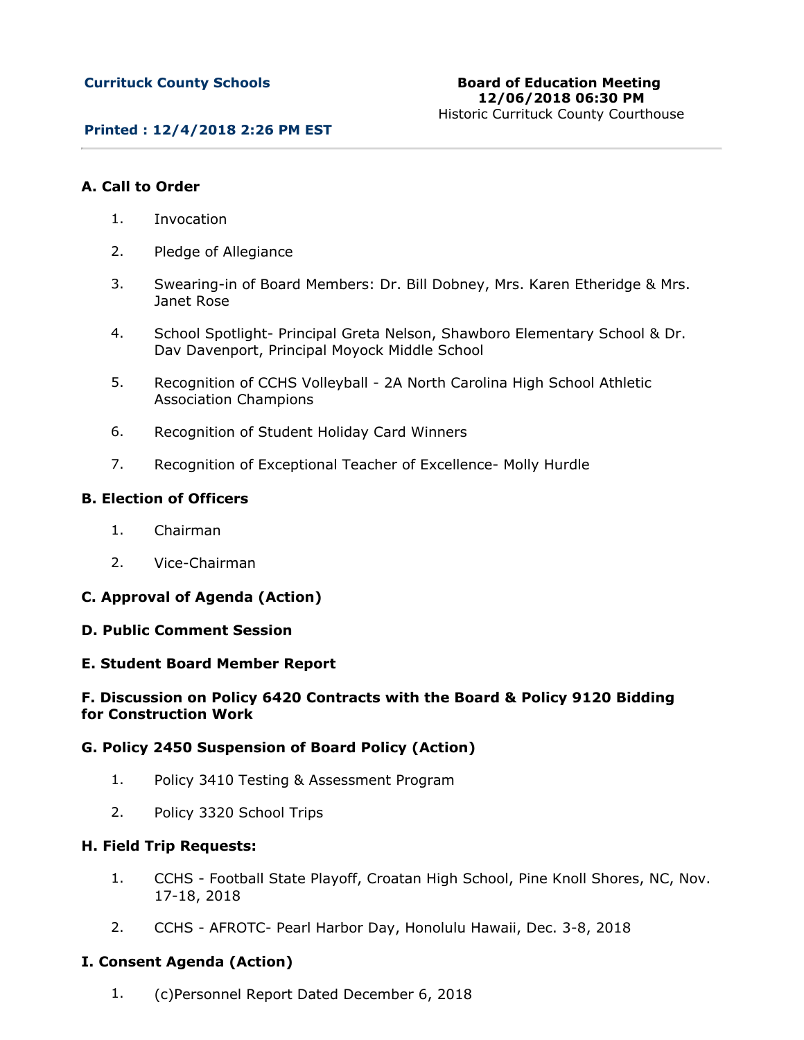**Currituck County Schools**

**Board of Education Meeting**
**12/06/2018 06:30 PM**
Historic Currituck County Courthouse

**Printed : 12/4/2018 2:26 PM EST**

---

## A. Call to Order

1. Invocation
2. Pledge of Allegiance
3. Swearing-in of Board Members: Dr. Bill Dobney, Mrs. Karen Etheridge & Mrs. Janet Rose
4. School Spotlight- Principal Greta Nelson, Shawboro Elementary School & Dr. Dav Davenport, Principal Moyock Middle School
5. Recognition of CCHS Volleyball - 2A North Carolina High School Athletic Association Champions
6. Recognition of Student Holiday Card Winners
7. Recognition of Exceptional Teacher of Excellence- Molly Hurdle

## B. Election of Officers

1. Chairman
2. Vice-Chairman

## C. Approval of Agenda (Action)

## D. Public Comment Session

## E. Student Board Member Report

## F. Discussion on Policy 6420 Contracts with the Board & Policy 9120 Bidding for Construction Work

## G. Policy 2450 Suspension of Board Policy (Action)

1. Policy 3410 Testing & Assessment Program
2. Policy 3320 School Trips

## H. Field Trip Requests:

1. CCHS - Football State Playoff, Croatan High School, Pine Knoll Shores, NC, Nov. 17-18, 2018
2. CCHS - AFROTC- Pearl Harbor Day, Honolulu Hawaii, Dec. 3-8, 2018

## I. Consent Agenda (Action)

1. (c)Personnel Report Dated December 6, 2018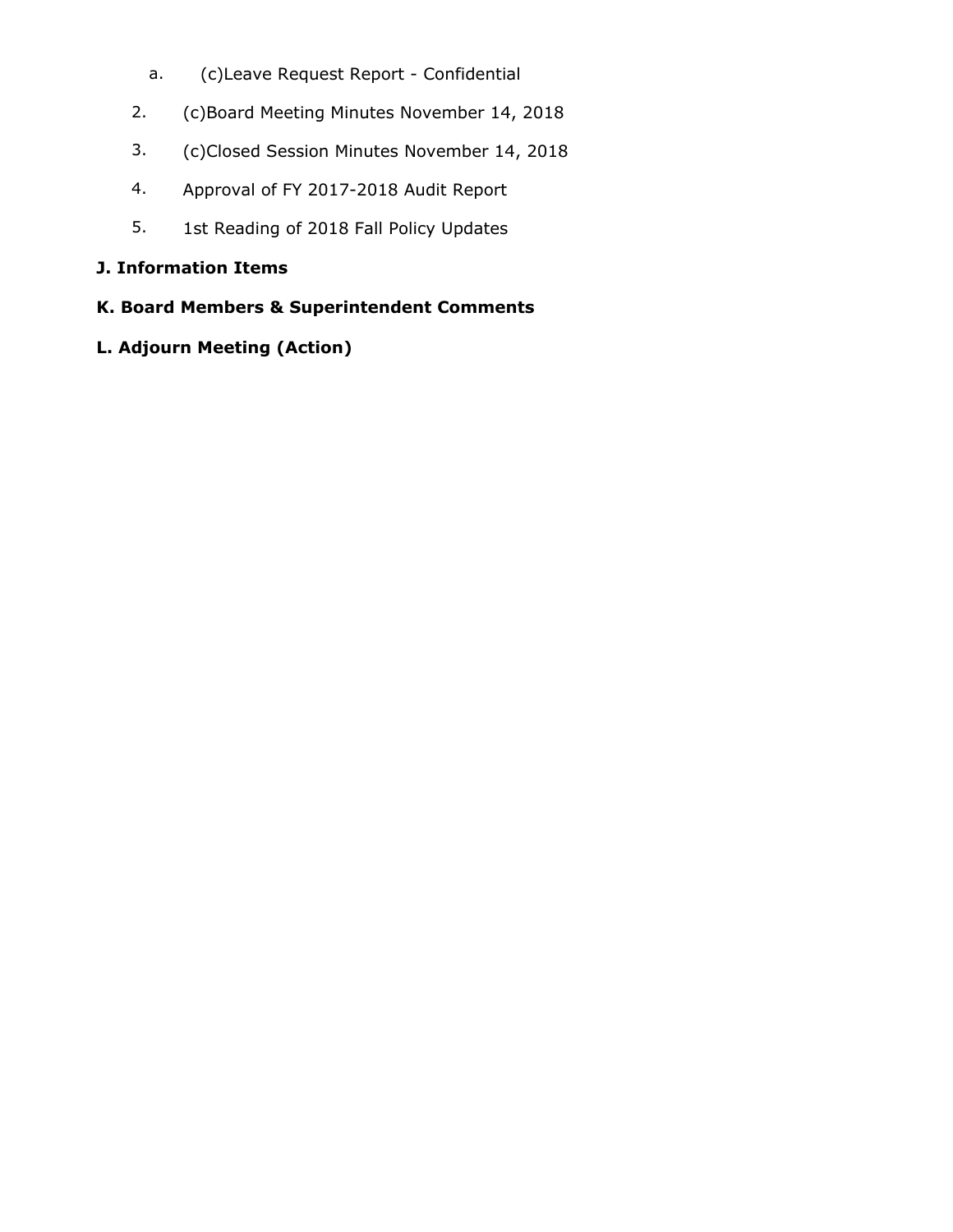a. (c)Leave Request Report - Confidential

2. (c)Board Meeting Minutes November 14, 2018
3. (c)Closed Session Minutes November 14, 2018
4. Approval of FY 2017-2018 Audit Report
5. 1st Reading of 2018 Fall Policy Updates

**J. Information Items**

**K. Board Members & Superintendent Comments**

**L. Adjourn Meeting (Action)**